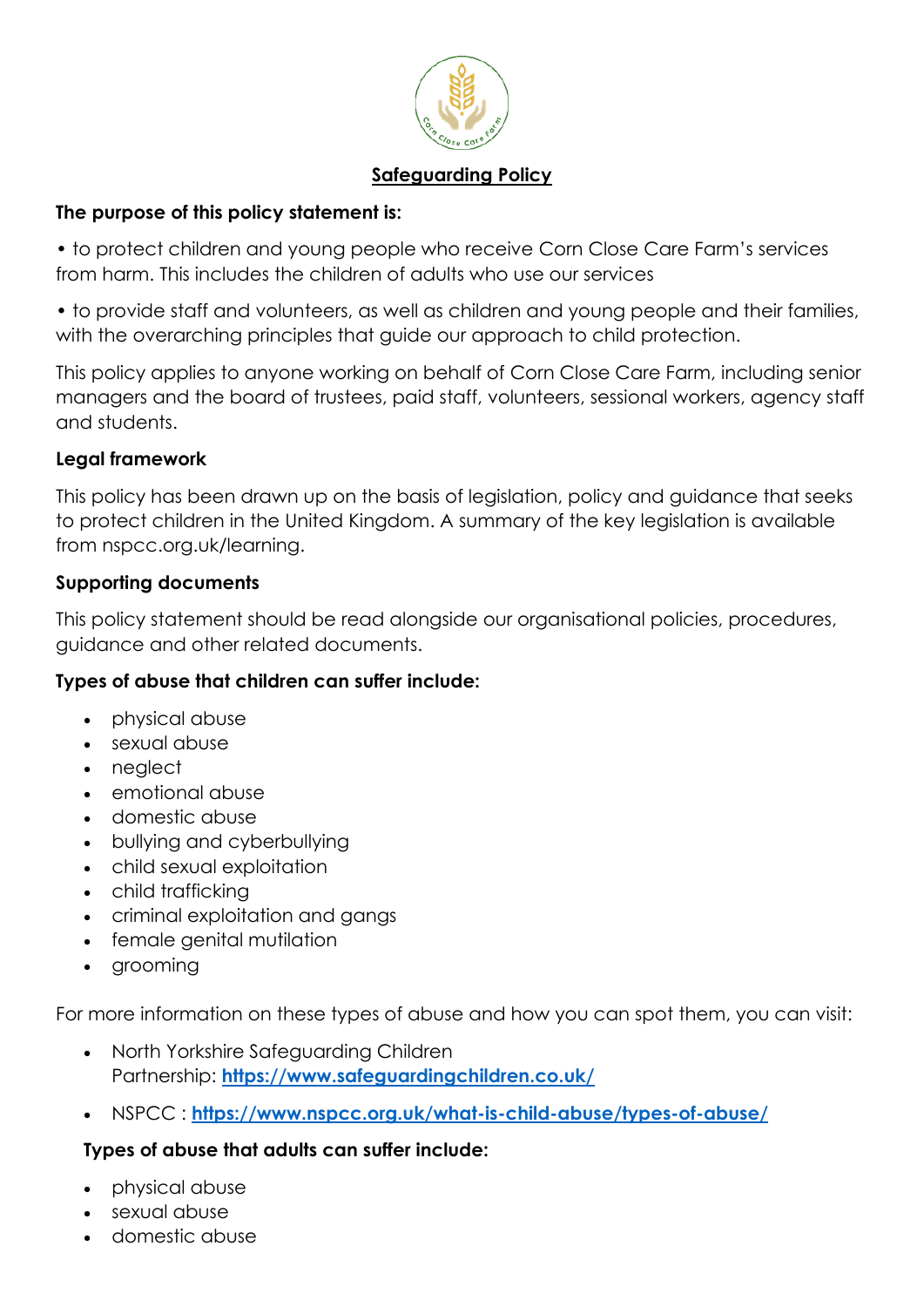# Safeguarding Policy

**The purpose of this policy statement is:**

• to protect children and young people who receive Corn Close Care Farm's services from harm. This includes the children of adults who use our services

• to provide staff and volunteers, as well as children and young people and their families, with the overarching principles that guide our approach to child protection.

This policy applies to anyone working on behalf of Corn Close Care Farm, including senior managers and the board of trustees, paid staff, volunteers, sessional workers, agency staff and students.

**Legal framework**

This policy has been drawn up on the basis of legislation, policy and guidance that seeks to protect children in the United Kingdom. A summary of the key legislation is available from nspcc.org.uk/learning.

**Supporting documents**

This policy statement should be read alongside our organisational policies, procedures, guidance and other related documents.

**Types of abuse that children can suffer include:**

- physical abuse
- sexual abuse
- neglect
- emotional abuse
- domestic abuse
- bullying and cyberbullying
- child sexual exploitation
- child trafficking
- criminal exploitation and gangs
- female genital mutilation
- grooming

For more information on these types of abuse and how you can spot them, you can visit:

- North Yorkshire Safeguarding Children Partnership: **https://www.safeguardingchildren.co.uk/**
- NSPCC : **https://www.nspcc.org.uk/what-is-child-abuse/types-of-abuse/**

**Types of abuse that adults can suffer include:**

- physical abuse
- sexual abuse
- domestic abuse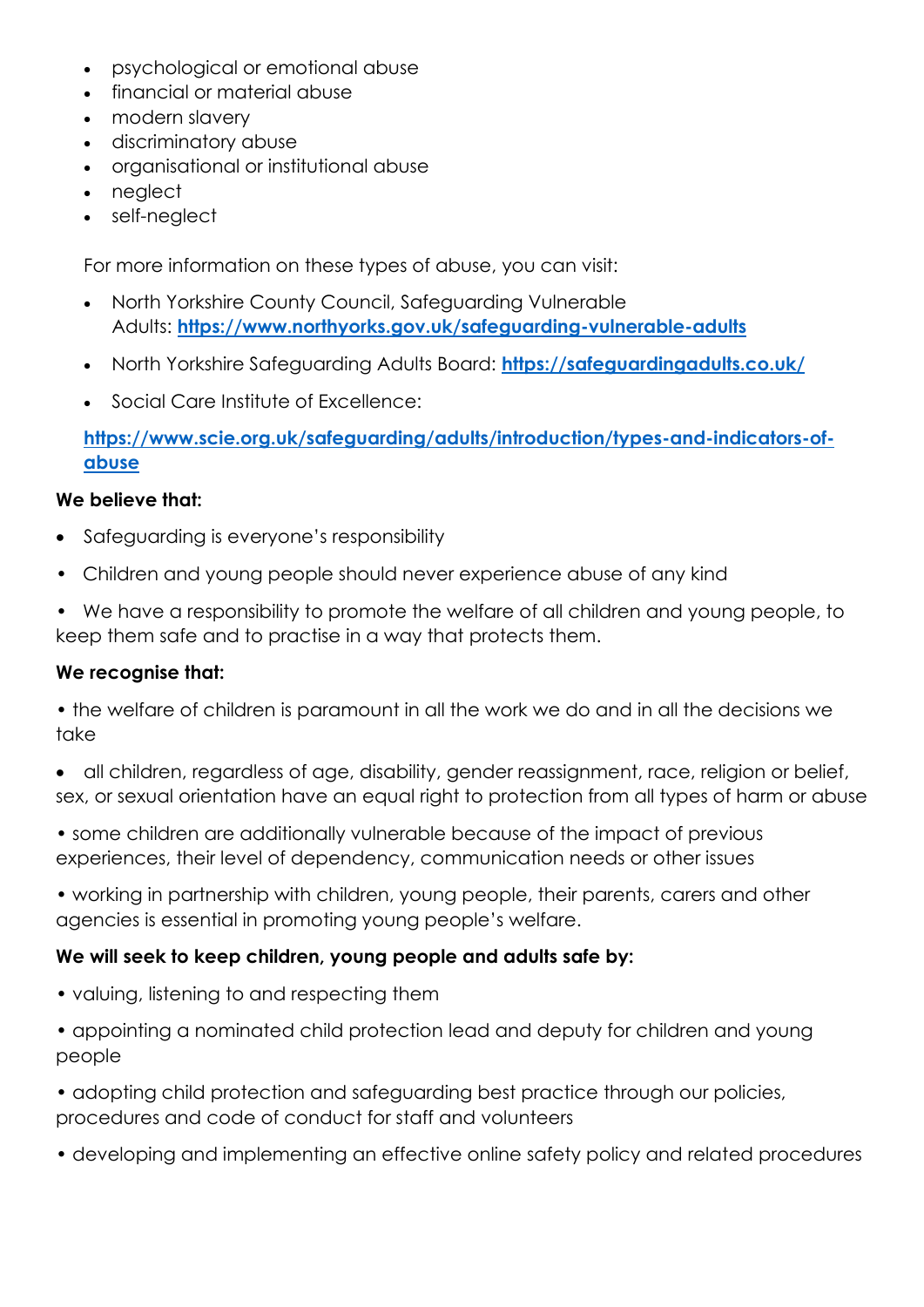- psychological or emotional abuse
- financial or material abuse
- modern slavery
- discriminatory abuse
- organisational or institutional abuse
- neglect
- self-neglect

For more information on these types of abuse, you can visit:

- North Yorkshire County Council, Safeguarding Vulnerable Adults: **https://www.northyorks.gov.uk/safeguarding-vulnerable-adults**
- North Yorkshire Safeguarding Adults Board: **https://safeguardingadults.co.uk/**
- Social Care Institute of Excellence:

**https://www.scie.org.uk/safeguarding/adults/introduction/types-and-indicators-of-abuse**

**We believe that:**

- Safeguarding is everyone's responsibility
- Children and young people should never experience abuse of any kind
- We have a responsibility to promote the welfare of all children and young people, to keep them safe and to practise in a way that protects them.

**We recognise that:**

- the welfare of children is paramount in all the work we do and in all the decisions we take
- all children, regardless of age, disability, gender reassignment, race, religion or belief, sex, or sexual orientation have an equal right to protection from all types of harm or abuse
- some children are additionally vulnerable because of the impact of previous experiences, their level of dependency, communication needs or other issues
- working in partnership with children, young people, their parents, carers and other agencies is essential in promoting young people's welfare.

**We will seek to keep children, young people and adults safe by:**

- valuing, listening to and respecting them
- appointing a nominated child protection lead and deputy for children and young people
- adopting child protection and safeguarding best practice through our policies, procedures and code of conduct for staff and volunteers
- developing and implementing an effective online safety policy and related procedures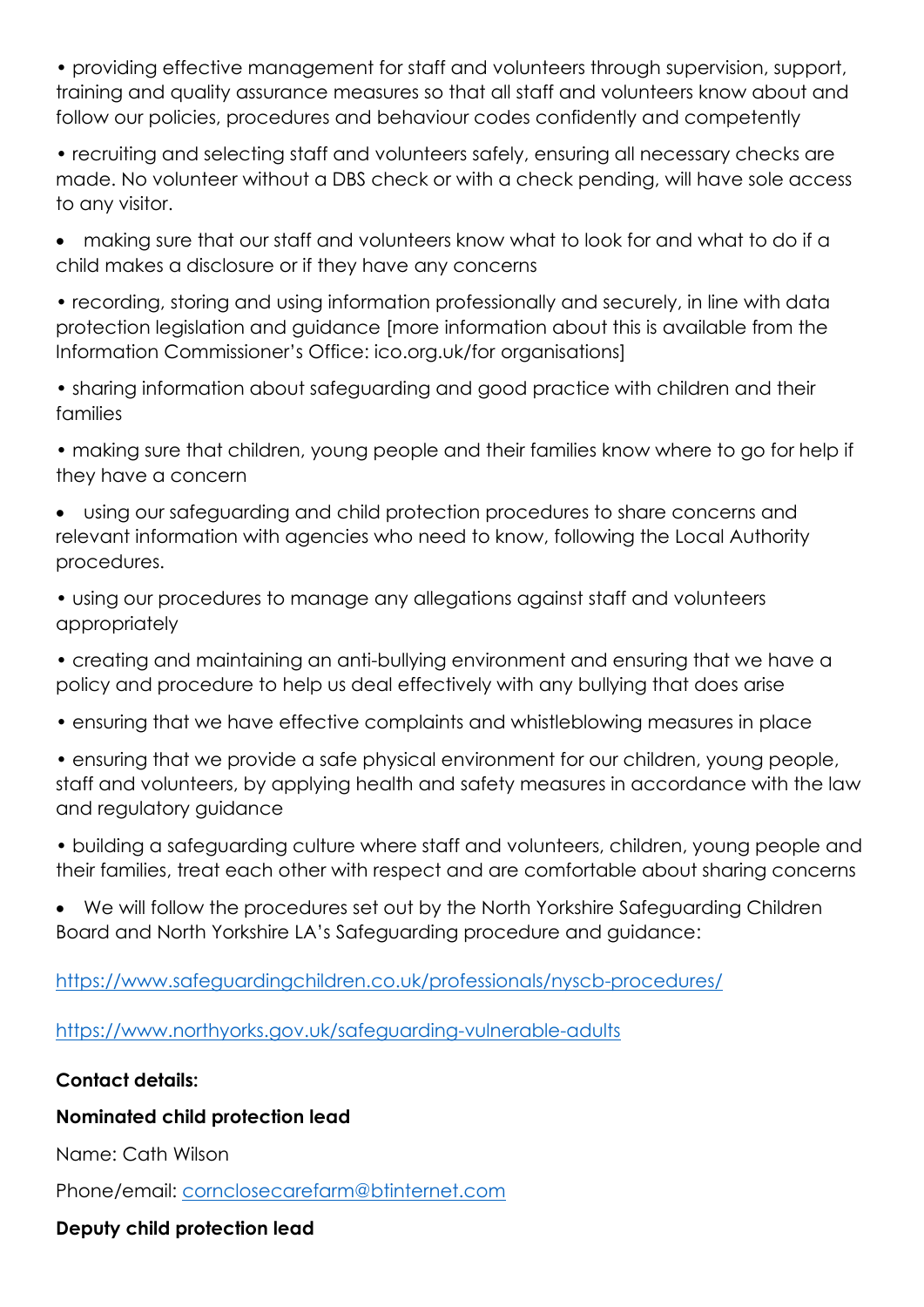- providing effective management for staff and volunteers through supervision, support, training and quality assurance measures so that all staff and volunteers know about and follow our policies, procedures and behaviour codes confidently and competently
- recruiting and selecting staff and volunteers safely, ensuring all necessary checks are made. No volunteer without a DBS check or with a check pending, will have sole access to any visitor.
- making sure that our staff and volunteers know what to look for and what to do if a child makes a disclosure or if they have any concerns
- recording, storing and using information professionally and securely, in line with data protection legislation and guidance [more information about this is available from the Information Commissioner's Office: ico.org.uk/for organisations]
- sharing information about safeguarding and good practice with children and their families
- making sure that children, young people and their families know where to go for help if they have a concern
- using our safeguarding and child protection procedures to share concerns and relevant information with agencies who need to know, following the Local Authority procedures.
- using our procedures to manage any allegations against staff and volunteers appropriately
- creating and maintaining an anti-bullying environment and ensuring that we have a policy and procedure to help us deal effectively with any bullying that does arise
- ensuring that we have effective complaints and whistleblowing measures in place
- ensuring that we provide a safe physical environment for our children, young people, staff and volunteers, by applying health and safety measures in accordance with the law and regulatory guidance
- building a safeguarding culture where staff and volunteers, children, young people and their families, treat each other with respect and are comfortable about sharing concerns
- We will follow the procedures set out by the North Yorkshire Safeguarding Children Board and North Yorkshire LA's Safeguarding procedure and guidance:

https://www.safeguardingchildren.co.uk/professionals/nyscb-procedures/

https://www.northyorks.gov.uk/safeguarding-vulnerable-adults

**Contact details:**

**Nominated child protection lead**

Name: Cath Wilson

Phone/email: cornclosecarefarm@btinternet.com

**Deputy child protection lead**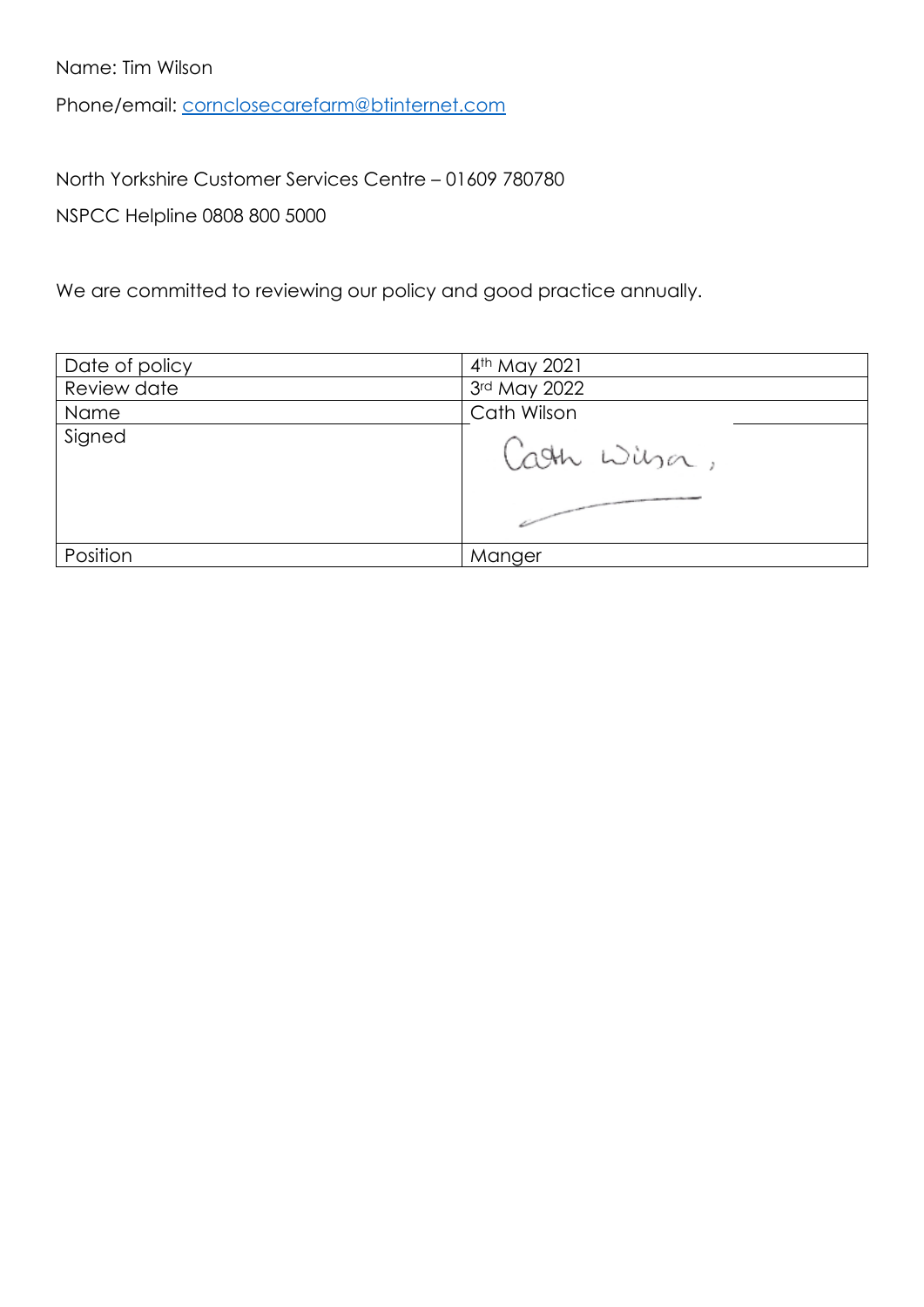Name: Tim Wilson

Phone/email: cornclosecarefarm@btinternet.com

North Yorkshire Customer Services Centre – 01609 780780

NSPCC Helpline 0808 800 5000

We are committed to reviewing our policy and good practice annually.

| | |
|---|---|
| Date of policy | 4th May 2021 |
| Review date | 3rd May 2022 |
| Name | Cath Wilson |
| Signed | Cath Wilson, |
| Position | Manger |